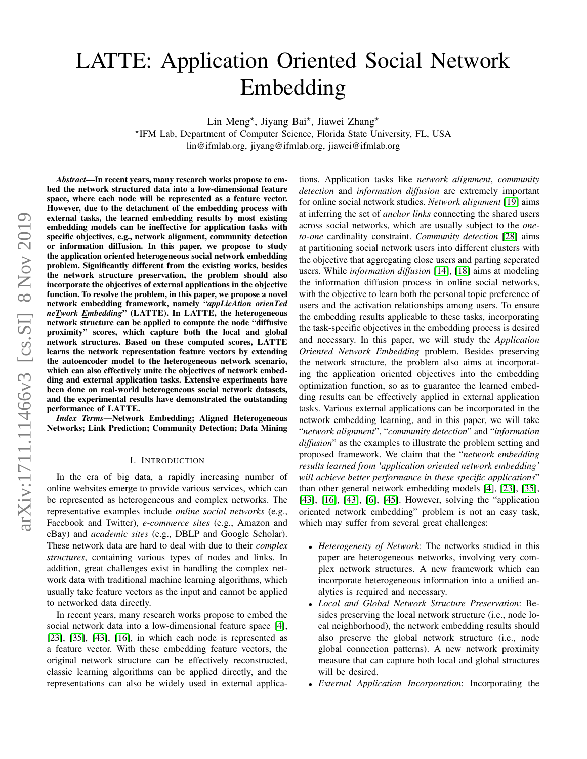# LATTE: Application Oriented Social Network Embedding

Lin Meng[⋆], Jiyang Bai[⋆], Jiawei Zhang[⋆]

[⋆]IFM Lab, Department of Computer Science, Florida State University, FL, USA
lin@ifmlab.org, jiyang@ifmlab.org, jiawei@ifmlab.org

***Abstract*—In recent years, many research works propose to embed the network structured data into a low-dimensional feature space, where each node will be represented as a feature vector. However, due to the detachment of the embedding process with external tasks, the learned embedding results by most existing embedding models can be ineffective for application tasks with specific objectives, e.g., network alignment, community detection or information diffusion. In this paper, we propose to study the application oriented heterogeneous social network embedding problem. Significantly different from the existing works, besides the network structure preservation, the problem should also incorporate the objectives of external applications in the objective function. To resolve the problem, in this paper, we propose a novel network embedding framework, namely "*appLicAtion orienTed neTwork Embedding*" (LATTE). In LATTE, the heterogeneous network structure can be applied to compute the node "diffusive proximity" scores, which capture both the local and global network structures. Based on these computed scores, LATTE learns the network representation feature vectors by extending the autoencoder model to the heterogeneous network scenario, which can also effectively unite the objectives of network embedding and external application tasks. Extensive experiments have been done on real-world heterogeneous social network datasets, and the experimental results have demonstrated the outstanding performance of LATTE.**

***Index Terms*—Network Embedding; Aligned Heterogeneous Networks; Link Prediction; Community Detection; Data Mining**

## I. Introduction

In the era of big data, a rapidly increasing number of online websites emerge to provide various services, which can be represented as heterogeneous and complex networks. The representative examples include *online social networks* (e.g., Facebook and Twitter), *e-commerce sites* (e.g., Amazon and eBay) and *academic sites* (e.g., DBLP and Google Scholar). These network data are hard to deal with due to their *complex structures*, containing various types of nodes and links. In addition, great challenges exist in handling the complex network data with traditional machine learning algorithms, which usually take feature vectors as the input and cannot be applied to networked data directly.

In recent years, many research works propose to embed the social network data into a low-dimensional feature space [4], [23], [35], [43], [16], in which each node is represented as a feature vector. With these embedding feature vectors, the original network structure can be effectively reconstructed, classic learning algorithms can be applied directly, and the representations can also be widely used in external applications. Application tasks like *network alignment*, *community detection* and *information diffusion* are extremely important for online social network studies. *Network alignment* [19] aims at inferring the set of *anchor links* connecting the shared users across social networks, which are usually subject to the *one-to-one* cardinality constraint. *Community detection* [28] aims at partitioning social network users into different clusters with the objective that aggregating close users and parting seperated users. While *information diffusion* [14], [18] aims at modeling the information diffusion process in online social networks, with the objective to learn both the personal topic preference of users and the activation relationships among users. To ensure the embedding results applicable to these tasks, incorporating the task-specific objectives in the embedding process is desired and necessary. In this paper, we will study the *Application Oriented Network Embedding* problem. Besides preserving the network structure, the problem also aims at incorporating the application oriented objectives into the embedding optimization function, so as to guarantee the learned embedding results can be effectively applied in external application tasks. Various external applications can be incorporated in the network embedding learning, and in this paper, we will take "*network alignment*", "*community detection*" and "*information diffusion*" as the examples to illustrate the problem setting and proposed framework. We claim that the "*network embedding results learned from 'application oriented network embedding' will achieve better performance in these specific applications*" than other general network embedding models [4], [23], [35], [43], [16], [43], [6], [45]. However, solving the "application oriented network embedding" problem is not an easy task, which may suffer from several great challenges:

- *Heterogeneity of Network*: The networks studied in this paper are heterogeneous networks, involving very complex network structures. A new framework which can incorporate heterogeneous information into a unified analytics is required and necessary.
- *Local and Global Network Structure Preservation*: Besides preserving the local network structure (i.e., node local neighborhood), the network embedding results should also preserve the global network structure (i.e., node global connection patterns). A new network proximity measure that can capture both local and global structures will be desired.
- *External Application Incorporation*: Incorporating the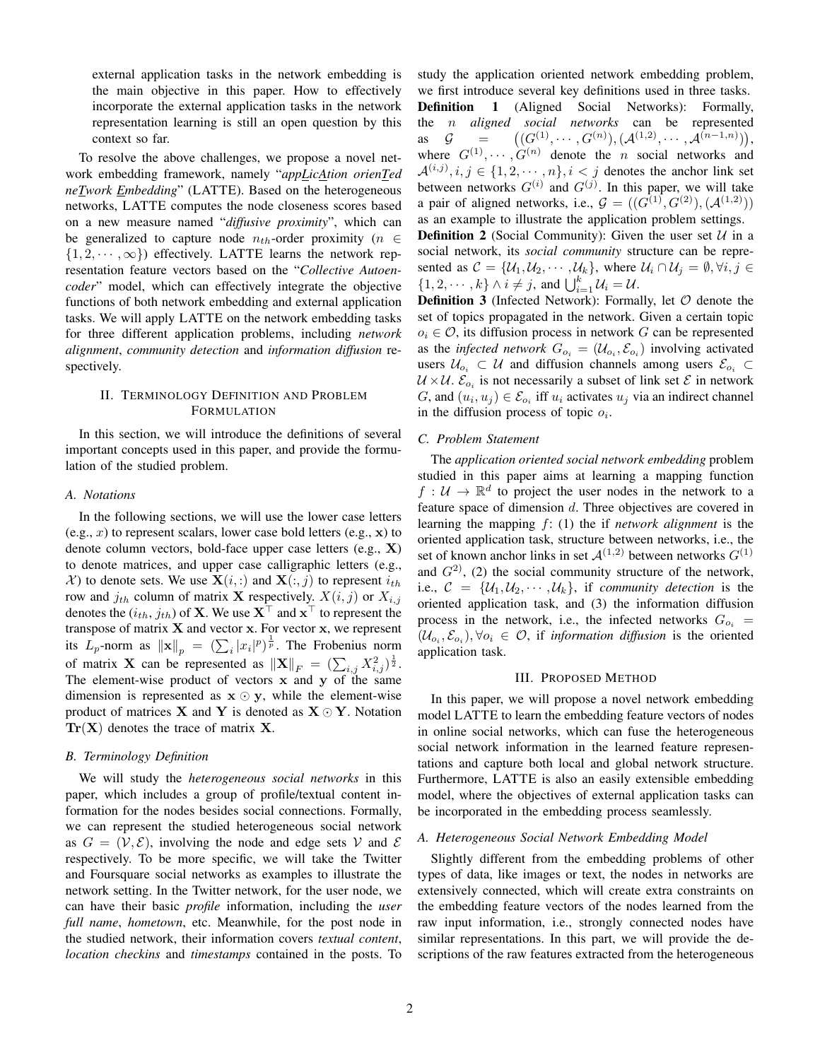external application tasks in the network embedding is the main objective in this paper. How to effectively incorporate the external application tasks in the network representation learning is still an open question by this context so far.

To resolve the above challenges, we propose a novel network embedding framework, namely "*appLicAtion orienTed neTwork Embedding*" (LATTE). Based on the heterogeneous networks, LATTE computes the node closeness scores based on a new measure named "*diffusive proximity*", which can be generalized to capture node $n_{th}$-order proximity ($n \in \{1, 2, \cdots, \infty\}$) effectively. LATTE learns the network representation feature vectors based on the "*Collective Autoencoder*" model, which can effectively integrate the objective functions of both network embedding and external application tasks. We will apply LATTE on the network embedding tasks for three different application problems, including *network alignment*, *community detection* and *information diffusion* respectively.

## II. Terminology Definition and Problem Formulation

In this section, we will introduce the definitions of several important concepts used in this paper, and provide the formulation of the studied problem.

### A. Notations

In the following sections, we will use the lower case letters (e.g., $x$) to represent scalars, lower case bold letters (e.g., $\mathbf{x}$) to denote column vectors, bold-face upper case letters (e.g., $\mathbf{X}$) to denote matrices, and upper case calligraphic letters (e.g., $\mathcal{X}$) to denote sets. We use $\mathbf{X}(i,:)$ and $\mathbf{X}(:,j)$ to represent $i_{th}$ row and $j_{th}$ column of matrix $\mathbf{X}$ respectively. $X(i,j)$ or $X_{i,j}$ denotes the $(i_{th}, j_{th})$ of $\mathbf{X}$. We use $\mathbf{X}^\top$ and $\mathbf{x}^\top$ to represent the transpose of matrix $\mathbf{X}$ and vector $\mathbf{x}$. For vector $\mathbf{x}$, we represent its $L_p$-norm as $\|\mathbf{x}\|_p = (\sum_i |x_i|^p)^{\frac{1}{p}}$. The Frobenius norm of matrix $\mathbf{X}$ can be represented as $\|\mathbf{X}\|_F = (\sum_{i,j} X_{i,j}^2)^{\frac{1}{2}}$. The element-wise product of vectors $\mathbf{x}$ and $\mathbf{y}$ of the same dimension is represented as $\mathbf{x} \odot \mathbf{y}$, while the element-wise product of matrices $\mathbf{X}$ and $\mathbf{Y}$ is denoted as $\mathbf{X} \odot \mathbf{Y}$. Notation $\mathbf{Tr}(\mathbf{X})$ denotes the trace of matrix $\mathbf{X}$.

### B. Terminology Definition

We will study the *heterogeneous social networks* in this paper, which includes a group of profile/textual content information for the nodes besides social connections. Formally, we can represent the studied heterogeneous social network as $G = (\mathcal{V}, \mathcal{E})$, involving the node and edge sets $\mathcal{V}$ and $\mathcal{E}$ respectively. To be more specific, we will take the Twitter and Foursquare social networks as examples to illustrate the network setting. In the Twitter network, for the user node, we can have their basic *profile* information, including the *user full name*, *hometown*, etc. Meanwhile, for the post node in the studied network, their information covers *textual content*, *location checkins* and *timestamps* contained in the posts. To study the application oriented network embedding problem, we first introduce several key definitions used in three tasks.

**Definition 1** (Aligned Social Networks): Formally, the $n$ *aligned social networks* can be represented as $\mathcal{G} = \big((G^{(1)}, \cdots, G^{(n)}), (\mathcal{A}^{(1,2)}, \cdots, \mathcal{A}^{(n-1,n)})\big)$, where $G^{(1)}, \cdots, G^{(n)}$ denote the $n$ social networks and $\mathcal{A}^{(i,j)}, i, j \in \{1, 2, \cdots, n\}, i < j$ denotes the anchor link set between networks $G^{(i)}$ and $G^{(j)}$. In this paper, we will take a pair of aligned networks, i.e., $\mathcal{G} = ((G^{(1)}, G^{(2)}), (\mathcal{A}^{(1,2)}))$ as an example to illustrate the application problem settings.

**Definition 2** (Social Community): Given the user set $\mathcal{U}$ in a social network, its *social community* structure can be represented as $\mathcal{C} = \{\mathcal{U}_1, \mathcal{U}_2, \cdots, \mathcal{U}_k\}$, where $\mathcal{U}_i \cap \mathcal{U}_j = \emptyset, \forall i, j \in \{1, 2, \cdots, k\} \wedge i \neq j$, and $\bigcup_{i=1}^{k} \mathcal{U}_i = \mathcal{U}$.

**Definition 3** (Infected Network): Formally, let $\mathcal{O}$ denote the set of topics propagated in the network. Given a certain topic $o_i \in \mathcal{O}$, its diffusion process in network $G$ can be represented as the *infected network* $G_{o_i} = (\mathcal{U}_{o_i}, \mathcal{E}_{o_i})$ involving activated users $\mathcal{U}_{o_i} \subset \mathcal{U}$ and diffusion channels among users $\mathcal{E}_{o_i} \subset \mathcal{U} \times \mathcal{U}$. $\mathcal{E}_{o_i}$ is not necessarily a subset of link set $\mathcal{E}$ in network $G$, and $(u_i, u_j) \in \mathcal{E}_{o_i}$ iff $u_i$ activates $u_j$ via an indirect channel in the diffusion process of topic $o_i$.

### C. Problem Statement

The *application oriented social network embedding* problem studied in this paper aims at learning a mapping function $f : \mathcal{U} \to \mathbb{R}^d$ to project the user nodes in the network to a feature space of dimension $d$. Three objectives are covered in learning the mapping $f$: (1) the if *network alignment* is the oriented application task, structure between networks, i.e., the set of known anchor links in set $\mathcal{A}^{(1,2)}$ between networks $G^{(1)}$ and $G^{2)}$, (2) the social community structure of the network, i.e., $\mathcal{C} = \{\mathcal{U}_1, \mathcal{U}_2, \cdots, \mathcal{U}_k\}$, if *community detection* is the oriented application task, and (3) the information diffusion process in the network, i.e., the infected networks $G_{o_i} = (\mathcal{U}_{o_i}, \mathcal{E}_{o_i}), \forall o_i \in \mathcal{O}$, if *information diffusion* is the oriented application task.

## III. Proposed Method

In this paper, we will propose a novel network embedding model LATTE to learn the embedding feature vectors of nodes in online social networks, which can fuse the heterogeneous social network information in the learned feature representations and capture both local and global network structure. Furthermore, LATTE is also an easily extensible embedding model, where the objectives of external application tasks can be incorporated in the embedding process seamlessly.

### A. Heterogeneous Social Network Embedding Model

Slightly different from the embedding problems of other types of data, like images or text, the nodes in networks are extensively connected, which will create extra constraints on the embedding feature vectors of the nodes learned from the raw input information, i.e., strongly connected nodes have similar representations. In this part, we will provide the descriptions of the raw features extracted from the heterogeneous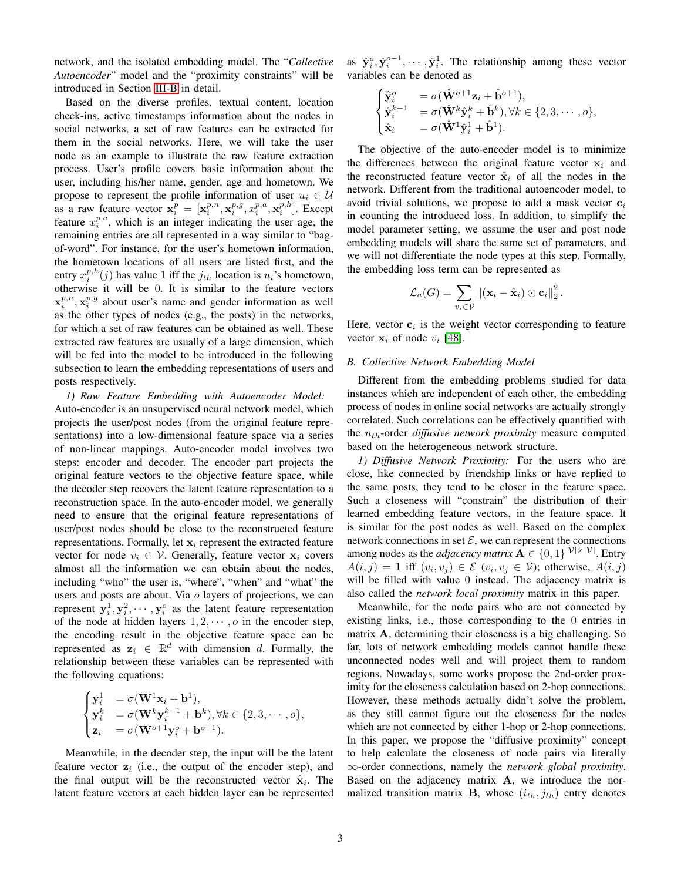network, and the isolated embedding model. The "*Collective Autoencoder*" model and the "proximity constraints" will be introduced in Section III-B in detail.

Based on the diverse profiles, textual content, location check-ins, active timestamps information about the nodes in social networks, a set of raw features can be extracted for them in the social networks. Here, we will take the user node as an example to illustrate the raw feature extraction process. User's profile covers basic information about the user, including his/her name, gender, age and hometown. We propose to represent the profile information of user $u_i \in \mathcal{U}$ as a raw feature vector $\mathbf{x}_i^p = [\mathbf{x}_i^{p,n}, \mathbf{x}_i^{p,g}, x_i^{p,a}, \mathbf{x}_i^{p,h}]$. Except feature $x_i^{p,a}$, which is an integer indicating the user age, the remaining entries are all represented in a way similar to "bag-of-word". For instance, for the user's hometown information, the hometown locations of all users are listed first, and the entry $x_i^{p,h}(j)$ has value 1 iff the $j_{th}$ location is $u_i$'s hometown, otherwise it will be 0. It is similar to the feature vectors $\mathbf{x}_i^{p,n}, \mathbf{x}_i^{p,g}$ about user's name and gender information as well as the other types of nodes (e.g., the posts) in the networks, for which a set of raw features can be obtained as well. These extracted raw features are usually of a large dimension, which will be fed into the model to be introduced in the following subsection to learn the embedding representations of users and posts respectively.

*1) Raw Feature Embedding with Autoencoder Model:* Auto-encoder is an unsupervised neural network model, which projects the user/post nodes (from the original feature representations) into a low-dimensional feature space via a series of non-linear mappings. Auto-encoder model involves two steps: encoder and decoder. The encoder part projects the original feature vectors to the objective feature space, while the decoder step recovers the latent feature representation to a reconstruction space. In the auto-encoder model, we generally need to ensure that the original feature representations of user/post nodes should be close to the reconstructed feature representations. Formally, let $\mathbf{x}_i$ represent the extracted feature vector for node $v_i \in \mathcal{V}$. Generally, feature vector $\mathbf{x}_i$ covers almost all the information we can obtain about the nodes, including "who" the user is, "where", "when" and "what" the users and posts are about. Via $o$ layers of projections, we can represent $\mathbf{y}_i^1, \mathbf{y}_i^2, \cdots, \mathbf{y}_i^o$ as the latent feature representation of the node at hidden layers $1, 2, \cdots, o$ in the encoder step, the encoding result in the objective feature space can be represented as $\mathbf{z}_i \in \mathbb{R}^d$ with dimension $d$. Formally, the relationship between these variables can be represented with the following equations:

$$
\begin{cases}
\mathbf{y}_i^1 &= \sigma(\mathbf{W}^1 \mathbf{x}_i + \mathbf{b}^1), \\
\mathbf{y}_i^k &= \sigma(\mathbf{W}^k \mathbf{y}_i^{k-1} + \mathbf{b}^k), \forall k \in \{2, 3, \cdots, o\}, \\
\mathbf{z}_i &= \sigma(\mathbf{W}^{o+1} \mathbf{y}_i^o + \mathbf{b}^{o+1}).
\end{cases}
$$

Meanwhile, in the decoder step, the input will be the latent feature vector $\mathbf{z}_i$ (i.e., the output of the encoder step), and the final output will be the reconstructed vector $\hat{\mathbf{x}}_i$. The latent feature vectors at each hidden layer can be represented as $\hat{\mathbf{y}}_i^o, \hat{\mathbf{y}}_i^{o-1}, \cdots, \hat{\mathbf{y}}_i^1$. The relationship among these vector variables can be denoted as

$$
\begin{cases}
\hat{\mathbf{y}}_i^o &= \sigma(\hat{\mathbf{W}}^{o+1} \mathbf{z}_i + \hat{\mathbf{b}}^{o+1}), \\
\hat{\mathbf{y}}_i^{k-1} &= \sigma(\hat{\mathbf{W}}^k \hat{\mathbf{y}}_i^k + \hat{\mathbf{b}}^k), \forall k \in \{2, 3, \cdots, o\}, \\
\hat{\mathbf{x}}_i &= \sigma(\hat{\mathbf{W}}^1 \hat{\mathbf{y}}_i^1 + \hat{\mathbf{b}}^1).
\end{cases}
$$

The objective of the auto-encoder model is to minimize the differences between the original feature vector $\mathbf{x}_i$ and the reconstructed feature vector $\hat{\mathbf{x}}_i$ of all the nodes in the network. Different from the traditional autoencoder model, to avoid trivial solutions, we propose to add a mask vector $\mathbf{c}_i$ in counting the introduced loss. In addition, to simplify the model parameter setting, we assume the user and post node embedding models will share the same set of parameters, and we will not differentiate the node types at this step. Formally, the embedding loss term can be represented as

$$
\mathcal{L}_a(G) = \sum_{v_i \in \mathcal{V}} \left\| (\mathbf{x}_i - \hat{\mathbf{x}}_i) \odot \mathbf{c}_i \right\|_2^2 .
$$

Here, vector $\mathbf{c}_i$ is the weight vector corresponding to feature vector $\mathbf{x}_i$ of node $v_i$ [48].

### B. Collective Network Embedding Model

Different from the embedding problems studied for data instances which are independent of each other, the embedding process of nodes in online social networks are actually strongly correlated. Such correlations can be effectively quantified with the $n_{th}$-order *diffusive network proximity* measure computed based on the heterogeneous network structure.

*1) Diffusive Network Proximity:* For the users who are close, like connected by friendship links or have replied to the same posts, they tend to be closer in the feature space. Such a closeness will "constrain" the distribution of their learned embedding feature vectors, in the feature space. It is similar for the post nodes as well. Based on the complex network connections in set $\mathcal{E}$, we can represent the connections among nodes as the *adjacency matrix* $\mathbf{A} \in \{0, 1\}^{|\mathcal{V}| \times |\mathcal{V}|}$. Entry $A(i, j) = 1$ iff $(v_i, v_j) \in \mathcal{E}$ $(v_i, v_j \in \mathcal{V})$; otherwise, $A(i, j)$ will be filled with value 0 instead. The adjacency matrix is also called the *network local proximity* matrix in this paper.

Meanwhile, for the node pairs who are not connected by existing links, i.e., those corresponding to the 0 entries in matrix $\mathbf{A}$, determining their closeness is a big challenging. So far, lots of network embedding models cannot handle these unconnected nodes well and will project them to random regions. Nowadays, some works propose the 2nd-order proximity for the closeness calculation based on 2-hop connections. However, these methods actually didn't solve the problem, as they still cannot figure out the closeness for the nodes which are not connected by either 1-hop or 2-hop connections. In this paper, we propose the "diffusive proximity" concept to help calculate the closeness of node pairs via literally $\infty$-order connections, namely the *network global proximity*. Based on the adjacency matrix $\mathbf{A}$, we introduce the normalized transition matrix $\mathbf{B}$, whose $(i_{th}, j_{th})$ entry denotes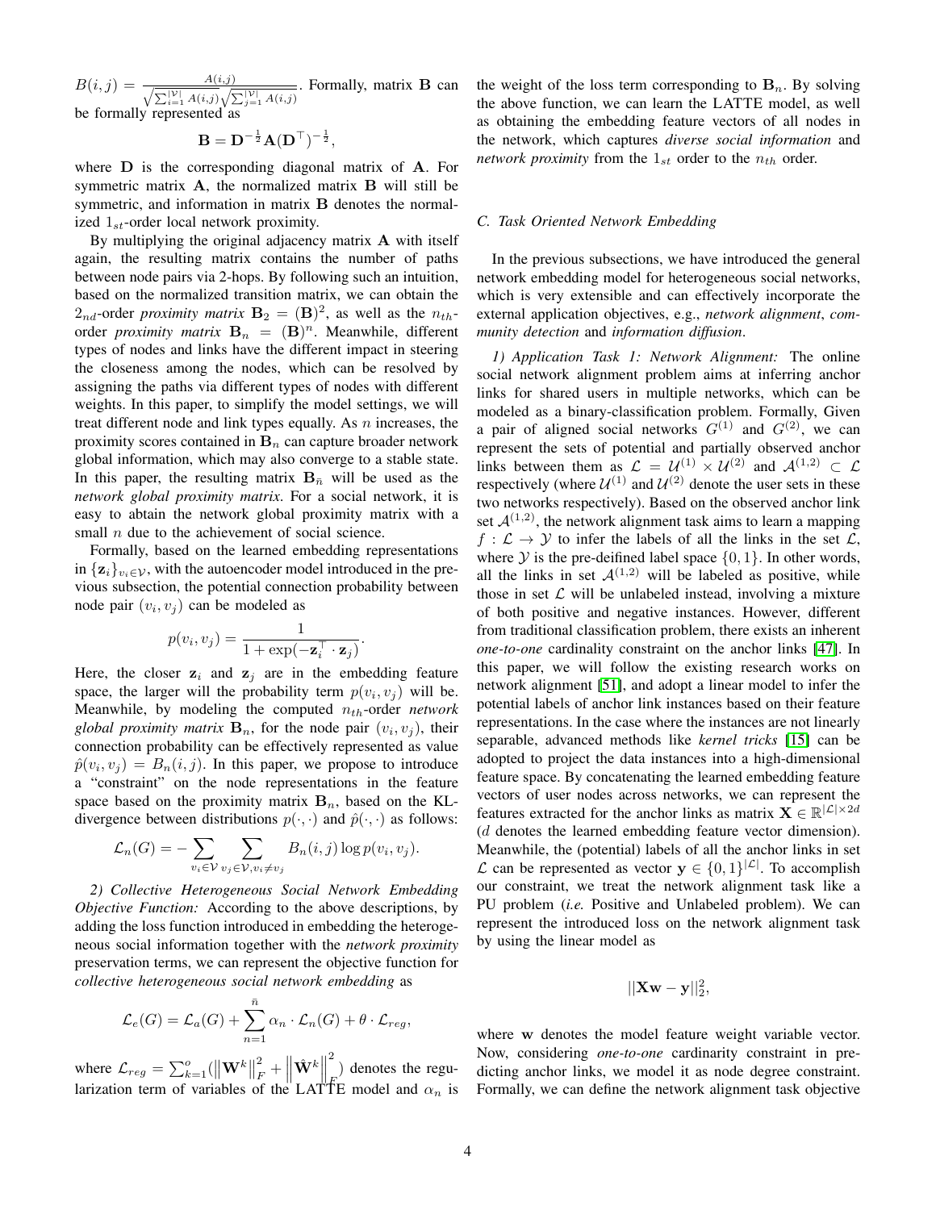$B(i,j) = \frac{A(i,j)}{\sqrt{\sum_{i=1}^{|\mathcal{V}|} A(i,j)}\sqrt{\sum_{j=1}^{|\mathcal{V}|} A(i,j)}}$. Formally, matrix $\mathbf{B}$ can be formally represented as

$$\mathbf{B} = \mathbf{D}^{-\frac{1}{2}}\mathbf{A}(\mathbf{D}^{\top})^{-\frac{1}{2}},$$

where $\mathbf{D}$ is the corresponding diagonal matrix of $\mathbf{A}$. For symmetric matrix $\mathbf{A}$, the normalized matrix $\mathbf{B}$ will still be symmetric, and information in matrix $\mathbf{B}$ denotes the normalized $1_{st}$-order local network proximity.

By multiplying the original adjacency matrix $\mathbf{A}$ with itself again, the resulting matrix contains the number of paths between node pairs via 2-hops. By following such an intuition, based on the normalized transition matrix, we can obtain the $2_{nd}$-order *proximity matrix* $\mathbf{B}_2 = (\mathbf{B})^2$, as well as the $n_{th}$-order *proximity matrix* $\mathbf{B}_n = (\mathbf{B})^n$. Meanwhile, different types of nodes and links have the different impact in steering the closeness among the nodes, which can be resolved by assigning the paths via different types of nodes with different weights. In this paper, to simplify the model settings, we will treat different node and link types equally. As $n$ increases, the proximity scores contained in $\mathbf{B}_n$ can capture broader network global information, which may also converge to a stable state. In this paper, the resulting matrix $\mathbf{B}_{\bar{n}}$ will be used as the *network global proximity matrix*. For a social network, it is easy to obtain the network global proximity matrix with a small $n$ due to the achievement of social science.

Formally, based on the learned embedding representations in $\{\mathbf{z}_i\}_{v_i \in \mathcal{V}}$, with the autoencoder model introduced in the previous subsection, the potential connection probability between node pair $(v_i, v_j)$ can be modeled as

$$p(v_i, v_j) = \frac{1}{1 + \exp(-\mathbf{z}_i^{\top} \cdot \mathbf{z}_j)}.$$

Here, the closer $\mathbf{z}_i$ and $\mathbf{z}_j$ are in the embedding feature space, the larger will the probability term $p(v_i, v_j)$ will be. Meanwhile, by modeling the computed $n_{th}$-order *network global proximity matrix* $\mathbf{B}_n$, for the node pair $(v_i, v_j)$, their connection probability can be effectively represented as value $\hat{p}(v_i, v_j) = B_n(i,j)$. In this paper, we propose to introduce a "constraint" on the node representations in the feature space based on the proximity matrix $\mathbf{B}_n$, based on the KL-divergence between distributions $p(\cdot,\cdot)$ and $\hat{p}(\cdot,\cdot)$ as follows:

$$\mathcal{L}_n(G) = -\sum_{v_i \in \mathcal{V}} \sum_{v_j \in \mathcal{V}, v_i \neq v_j} B_n(i,j) \log p(v_i, v_j).$$

*2) Collective Heterogeneous Social Network Embedding Objective Function:* According to the above descriptions, by adding the loss function introduced in embedding the heterogeneous social information together with the *network proximity* preservation terms, we can represent the objective function for *collective heterogeneous social network embedding* as

$$\mathcal{L}_e(G) = \mathcal{L}_a(G) + \sum_{n=1}^{\bar{n}} \alpha_n \cdot \mathcal{L}_n(G) + \theta \cdot \mathcal{L}_{reg},$$

where $\mathcal{L}_{reg} = \sum_{k=1}^{o}(\left\|\mathbf{W}^k\right\|_F^2 + \left\|\hat{\mathbf{W}}^k\right\|_F^2)$ denotes the regularization term of variables of the LATTE model and $\alpha_n$ is the weight of the loss term corresponding to $\mathbf{B}_n$. By solving the above function, we can learn the LATTE model, as well as obtaining the embedding feature vectors of all nodes in the network, which captures *diverse social information* and *network proximity* from the $1_{st}$ order to the $n_{th}$ order.

### C. Task Oriented Network Embedding

In the previous subsections, we have introduced the general network embedding model for heterogeneous social networks, which is very extensible and can effectively incorporate the external application objectives, e.g., *network alignment*, *community detection* and *information diffusion*.

*1) Application Task 1: Network Alignment:* The online social network alignment problem aims at inferring anchor links for shared users in multiple networks, which can be modeled as a binary-classification problem. Formally, Given a pair of aligned social networks $G^{(1)}$ and $G^{(2)}$, we can represent the sets of potential and partially observed anchor links between them as $\mathcal{L} = \mathcal{U}^{(1)} \times \mathcal{U}^{(2)}$ and $\mathcal{A}^{(1,2)} \subset \mathcal{L}$ respectively (where $\mathcal{U}^{(1)}$ and $\mathcal{U}^{(2)}$ denote the user sets in these two networks respectively). Based on the observed anchor link set $\mathcal{A}^{(1,2)}$, the network alignment task aims to learn a mapping $f : \mathcal{L} \to \mathcal{Y}$ to infer the labels of all the links in the set $\mathcal{L}$, where $\mathcal{Y}$ is the pre-deifined label space $\{0, 1\}$. In other words, all the links in set $\mathcal{A}^{(1,2)}$ will be labeled as positive, while those in set $\mathcal{L}$ will be unlabeled instead, involving a mixture of both positive and negative instances. However, different from traditional classification problem, there exists an inherent *one-to-one* cardinality constraint on the anchor links [47]. In this paper, we will follow the existing research works on network alignment [51], and adopt a linear model to infer the potential labels of anchor link instances based on their feature representations. In the case where the instances are not linearly separable, advanced methods like *kernel tricks* [15] can be adopted to project the data instances into a high-dimensional feature space. By concatenating the learned embedding feature vectors of user nodes across networks, we can represent the features extracted for the anchor links as matrix $\mathbf{X} \in \mathbb{R}^{|\mathcal{L}| \times 2d}$ ($d$ denotes the learned embedding feature vector dimension). Meanwhile, the (potential) labels of all the anchor links in set $\mathcal{L}$ can be represented as vector $\mathbf{y} \in \{0, 1\}^{|\mathcal{L}|}$. To accomplish our constraint, we treat the network alignment task like a PU problem (*i.e.* Positive and Unlabeled problem). We can represent the introduced loss on the network alignment task by using the linear model as

$$||\mathbf{X}\mathbf{w} - \mathbf{y}||_2^2,$$

where $\mathbf{w}$ denotes the model feature weight variable vector. Now, considering *one-to-one* cardinality constraint in predicting anchor links, we model it as node degree constraint. Formally, we can define the network alignment task objective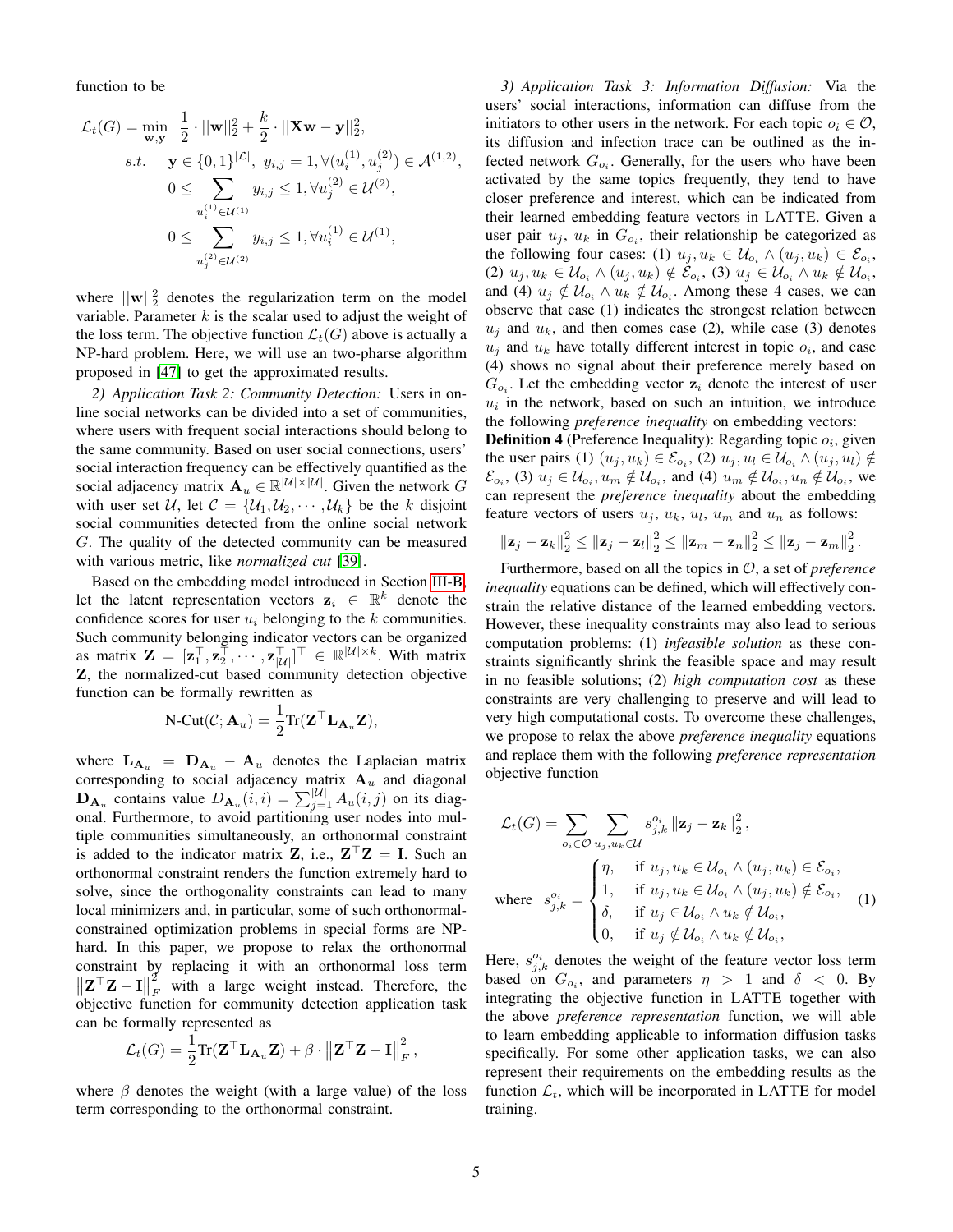function to be

$$
\begin{aligned}
\mathcal{L}_t(G) = \min_{\mathbf{w},\mathbf{y}} \ & \frac{1}{2} \cdot ||\mathbf{w}||_2^2 + \frac{k}{2} \cdot ||\mathbf{X}\mathbf{w} - \mathbf{y}||_2^2, \\
s.t. \quad & \mathbf{y} \in \{0,1\}^{|\mathcal{L}|},\ y_{i,j} = 1, \forall (u_i^{(1)}, u_j^{(2)}) \in \mathcal{A}^{(1,2)}, \\
& 0 \leq \sum_{u_i^{(1)} \in \mathcal{U}^{(1)}} y_{i,j} \leq 1, \forall u_j^{(2)} \in \mathcal{U}^{(2)}, \\
& 0 \leq \sum_{u_j^{(2)} \in \mathcal{U}^{(2)}} y_{i,j} \leq 1, \forall u_i^{(1)} \in \mathcal{U}^{(1)},
\end{aligned}
$$

where $||\mathbf{w}||_2^2$ denotes the regularization term on the model variable. Parameter $k$ is the scalar used to adjust the weight of the loss term. The objective function $\mathcal{L}_t(G)$ above is actually a NP-hard problem. Here, we will use an two-pharse algorithm proposed in [47] to get the approximated results.

*2) Application Task 2: Community Detection:* Users in online social networks can be divided into a set of communities, where users with frequent social interactions should belong to the same community. Based on user social connections, users' social interaction frequency can be effectively quantified as the social adjacency matrix $\mathbf{A}_u \in \mathbb{R}^{|\mathcal{U}| \times |\mathcal{U}|}$. Given the network $G$ with user set $\mathcal{U}$, let $\mathcal{C} = \{\mathcal{U}_1, \mathcal{U}_2, \cdots, \mathcal{U}_k\}$ be the $k$ disjoint social communities detected from the online social network $G$. The quality of the detected community can be measured with various metric, like *normalized cut* [39].

Based on the embedding model introduced in Section III-B, let the latent representation vectors $\mathbf{z}_i \in \mathbb{R}^k$ denote the confidence scores for user $u_i$ belonging to the $k$ communities. Such community belonging indicator vectors can be organized as matrix $\mathbf{Z} = [\mathbf{z}_1^\top, \mathbf{z}_2^\top, \cdots, \mathbf{z}_{|\mathcal{U}|}^\top]^\top \in \mathbb{R}^{|\mathcal{U}| \times k}$. With matrix $\mathbf{Z}$, the normalized-cut based community detection objective function can be formally rewritten as

$$
\text{N-Cut}(\mathcal{C}; \mathbf{A}_u) = \frac{1}{2} \text{Tr}(\mathbf{Z}^\top \mathbf{L}_{\mathbf{A}_u} \mathbf{Z}),
$$

where $\mathbf{L}_{\mathbf{A}_u} = \mathbf{D}_{\mathbf{A}_u} - \mathbf{A}_u$ denotes the Laplacian matrix corresponding to social adjacency matrix $\mathbf{A}_u$ and diagonal $\mathbf{D}_{\mathbf{A}_u}$ contains value $D_{\mathbf{A}_u}(i,i) = \sum_{j=1}^{|\mathcal{U}|} A_u(i,j)$ on its diagonal. Furthermore, to avoid partitioning user nodes into multiple communities simultaneously, an orthonormal constraint is added to the indicator matrix $\mathbf{Z}$, i.e., $\mathbf{Z}^\top \mathbf{Z} = \mathbf{I}$. Such an orthonormal constraint renders the function extremely hard to solve, since the orthogonality constraints can lead to many local minimizers and, in particular, some of such orthonormal-constrained optimization problems in special forms are NP-hard. In this paper, we propose to relax the orthonormal constraint by replacing it with an orthonormal loss term $\left\|\mathbf{Z}^\top \mathbf{Z} - \mathbf{I}\right\|_F^2$ with a large weight instead. Therefore, the objective function for community detection application task can be formally represented as

$$
\mathcal{L}_t(G) = \frac{1}{2} \text{Tr}(\mathbf{Z}^\top \mathbf{L}_{\mathbf{A}_u} \mathbf{Z}) + \beta \cdot \left\|\mathbf{Z}^\top \mathbf{Z} - \mathbf{I}\right\|_F^2,
$$

where $\beta$ denotes the weight (with a large value) of the loss term corresponding to the orthonormal constraint.

*3) Application Task 3: Information Diffusion:* Via the users' social interactions, information can diffuse from the initiators to other users in the network. For each topic $o_i \in \mathcal{O}$, its diffusion and infection trace can be outlined as the infected network $G_{o_i}$. Generally, for the users who have been activated by the same topics frequently, they tend to have closer preference and interest, which can be indicated from their learned embedding feature vectors in LATTE. Given a user pair $u_j$, $u_k$ in $G_{o_i}$, their relationship be categorized as the following four cases: (1) $u_j, u_k \in \mathcal{U}_{o_i} \wedge (u_j, u_k) \in \mathcal{E}_{o_i}$, (2) $u_j, u_k \in \mathcal{U}_{o_i} \wedge (u_j, u_k) \notin \mathcal{E}_{o_i}$, (3) $u_j \in \mathcal{U}_{o_i} \wedge u_k \notin \mathcal{U}_{o_i}$, and (4) $u_j \notin \mathcal{U}_{o_i} \wedge u_k \notin \mathcal{U}_{o_i}$. Among these 4 cases, we can observe that case (1) indicates the strongest relation between $u_j$ and $u_k$, and then comes case (2), while case (3) denotes $u_j$ and $u_k$ have totally different interest in topic $o_i$, and case (4) shows no signal about their preference merely based on $G_{o_i}$. Let the embedding vector $\mathbf{z}_i$ denote the interest of user $u_i$ in the network, based on such an intuition, we introduce the following *preference inequality* on embedding vectors:

**Definition 4** (Preference Inequality): Regarding topic $o_i$, given the user pairs (1) $(u_j, u_k) \in \mathcal{E}_{o_i}$, (2) $u_j, u_l \in \mathcal{U}_{o_i} \wedge (u_j, u_l) \notin \mathcal{E}_{o_i}$, (3) $u_j \in \mathcal{U}_{o_i}, u_m \notin \mathcal{U}_{o_i}$, and (4) $u_m \notin \mathcal{U}_{o_i}, u_n \notin \mathcal{U}_{o_i}$, we can represent the *preference inequality* about the embedding feature vectors of users $u_j$, $u_k$, $u_l$, $u_m$ and $u_n$ as follows:

$$
\left\|\mathbf{z}_j - \mathbf{z}_k\right\|_2^2 \leq \left\|\mathbf{z}_j - \mathbf{z}_l\right\|_2^2 \leq \left\|\mathbf{z}_m - \mathbf{z}_n\right\|_2^2 \leq \left\|\mathbf{z}_j - \mathbf{z}_m\right\|_2^2.
$$

Furthermore, based on all the topics in $\mathcal{O}$, a set of *preference inequality* equations can be defined, which will effectively constrain the relative distance of the learned embedding vectors. However, these inequality constraints may also lead to serious computation problems: (1) *infeasible solution* as these constraints significantly shrink the feasible space and may result in no feasible solutions; (2) *high computation cost* as these constraints are very challenging to preserve and will lead to very high computational costs. To overcome these challenges, we propose to relax the above *preference inequality* equations and replace them with the following *preference representation* objective function

$$
\mathcal{L}_t(G) = \sum_{o_i \in \mathcal{O}} \sum_{u_j, u_k \in \mathcal{U}} s_{j,k}^{o_i} \left\|\mathbf{z}_j - \mathbf{z}_k\right\|_2^2,
$$

$$
\text{where} \quad s_{j,k}^{o_i} = \begin{cases} \eta, & \text{if } u_j, u_k \in \mathcal{U}_{o_i} \wedge (u_j, u_k) \in \mathcal{E}_{o_i}, \\ 1, & \text{if } u_j, u_k \in \mathcal{U}_{o_i} \wedge (u_j, u_k) \notin \mathcal{E}_{o_i}, \\ \delta, & \text{if } u_j \in \mathcal{U}_{o_i} \wedge u_k \notin \mathcal{U}_{o_i}, \\ 0, & \text{if } u_j \notin \mathcal{U}_{o_i} \wedge u_k \notin \mathcal{U}_{o_i}, \end{cases} \tag{1}
$$

Here, $s_{j,k}^{o_i}$ denotes the weight of the feature vector loss term based on $G_{o_i}$, and parameters $\eta > 1$ and $\delta < 0$. By integrating the objective function in LATTE together with the above *preference representation* function, we will able to learn embedding applicable to information diffusion tasks specifically. For some other application tasks, we can also represent their requirements on the embedding results as the function $\mathcal{L}_t$, which will be incorporated in LATTE for model training.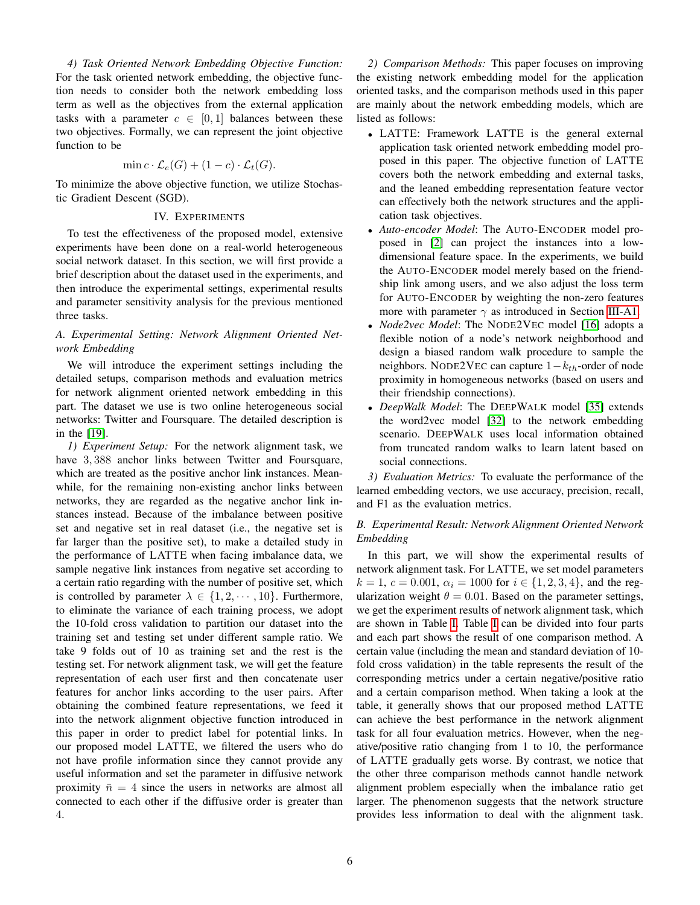*4) Task Oriented Network Embedding Objective Function:* For the task oriented network embedding, the objective function needs to consider both the network embedding loss term as well as the objectives from the external application tasks with a parameter $c \in [0, 1]$ balances between these two objectives. Formally, we can represent the joint objective function to be

$$\min c \cdot \mathcal{L}_e(G) + (1 - c) \cdot \mathcal{L}_t(G).$$

To minimize the above objective function, we utilize Stochastic Gradient Descent (SGD).

## IV. Experiments

To test the effectiveness of the proposed model, extensive experiments have been done on a real-world heterogeneous social network dataset. In this section, we will first provide a brief description about the dataset used in the experiments, and then introduce the experimental settings, experimental results and parameter sensitivity analysis for the previous mentioned three tasks.

### A. Experimental Setting: Network Alignment Oriented Network Embedding

We will introduce the experiment settings including the detailed setups, comparison methods and evaluation metrics for network alignment oriented network embedding in this part. The dataset we use is two online heterogeneous social networks: Twitter and Foursquare. The detailed description is in the [19].

*1) Experiment Setup:* For the network alignment task, we have $3,388$ anchor links between Twitter and Foursquare, which are treated as the positive anchor link instances. Meanwhile, for the remaining non-existing anchor links between networks, they are regarded as the negative anchor link instances instead. Because of the imbalance between positive set and negative set in real dataset (i.e., the negative set is far larger than the positive set), to make a detailed study in the performance of LATTE when facing imbalance data, we sample negative link instances from negative set according to a certain ratio regarding with the number of positive set, which is controlled by parameter $\lambda \in \{1, 2, \cdots, 10\}$. Furthermore, to eliminate the variance of each training process, we adopt the 10-fold cross validation to partition our dataset into the training set and testing set under different sample ratio. We take 9 folds out of 10 as training set and the rest is the testing set. For network alignment task, we will get the feature representation of each user first and then concatenate user features for anchor links according to the user pairs. After obtaining the combined feature representations, we feed it into the network alignment objective function introduced in this paper in order to predict label for potential links. In our proposed model LATTE, we filtered the users who do not have profile information since they cannot provide any useful information and set the parameter in diffusive network proximity $\bar{n} = 4$ since the users in networks are almost all connected to each other if the diffusive order is greater than 4.

*2) Comparison Methods:* This paper focuses on improving the existing network embedding model for the application oriented tasks, and the comparison methods used in this paper are mainly about the network embedding models, which are listed as follows:

- LATTE: Framework LATTE is the general external application task oriented network embedding model proposed in this paper. The objective function of LATTE covers both the network embedding and external tasks, and the leaned embedding representation feature vector can effectively both the network structures and the application task objectives.
- *Auto-encoder Model*: The AUTO-ENCODER model proposed in [2] can project the instances into a low-dimensional feature space. In the experiments, we build the AUTO-ENCODER model merely based on the friendship link among users, and we also adjust the loss term for AUTO-ENCODER by weighting the non-zero features more with parameter $\gamma$ as introduced in Section III-A1.
- *Node2vec Model*: The NODE2VEC model [16] adopts a flexible notion of a node's network neighborhood and design a biased random walk procedure to sample the neighbors. NODE2VEC can capture $1 - k_{th}$-order of node proximity in homogeneous networks (based on users and their friendship connections).
- *DeepWalk Model*: The DEEPWALK model [35] extends the word2vec model [32] to the network embedding scenario. DEEPWALK uses local information obtained from truncated random walks to learn latent based on social connections.

*3) Evaluation Metrics:* To evaluate the performance of the learned embedding vectors, we use accuracy, precision, recall, and F1 as the evaluation metrics.

### B. Experimental Result: Network Alignment Oriented Network Embedding

In this part, we will show the experimental results of network alignment task. For LATTE, we set model parameters $k = 1$, $c = 0.001$, $\alpha_i = 1000$ for $i \in \{1, 2, 3, 4\}$, and the regularization weight $\theta = 0.01$. Based on the parameter settings, we get the experiment results of network alignment task, which are shown in Table I. Table I can be divided into four parts and each part shows the result of one comparison method. A certain value (including the mean and standard deviation of 10-fold cross validation) in the table represents the result of the corresponding metrics under a certain negative/positive ratio and a certain comparison method. When taking a look at the table, it generally shows that our proposed method LATTE can achieve the best performance in the network alignment task for all four evaluation metrics. However, when the negative/positive ratio changing from 1 to 10, the performance of LATTE gradually gets worse. By contrast, we notice that the other three comparison methods cannot handle network alignment problem especially when the imbalance ratio get larger. The phenomenon suggests that the network structure provides less information to deal with the alignment task.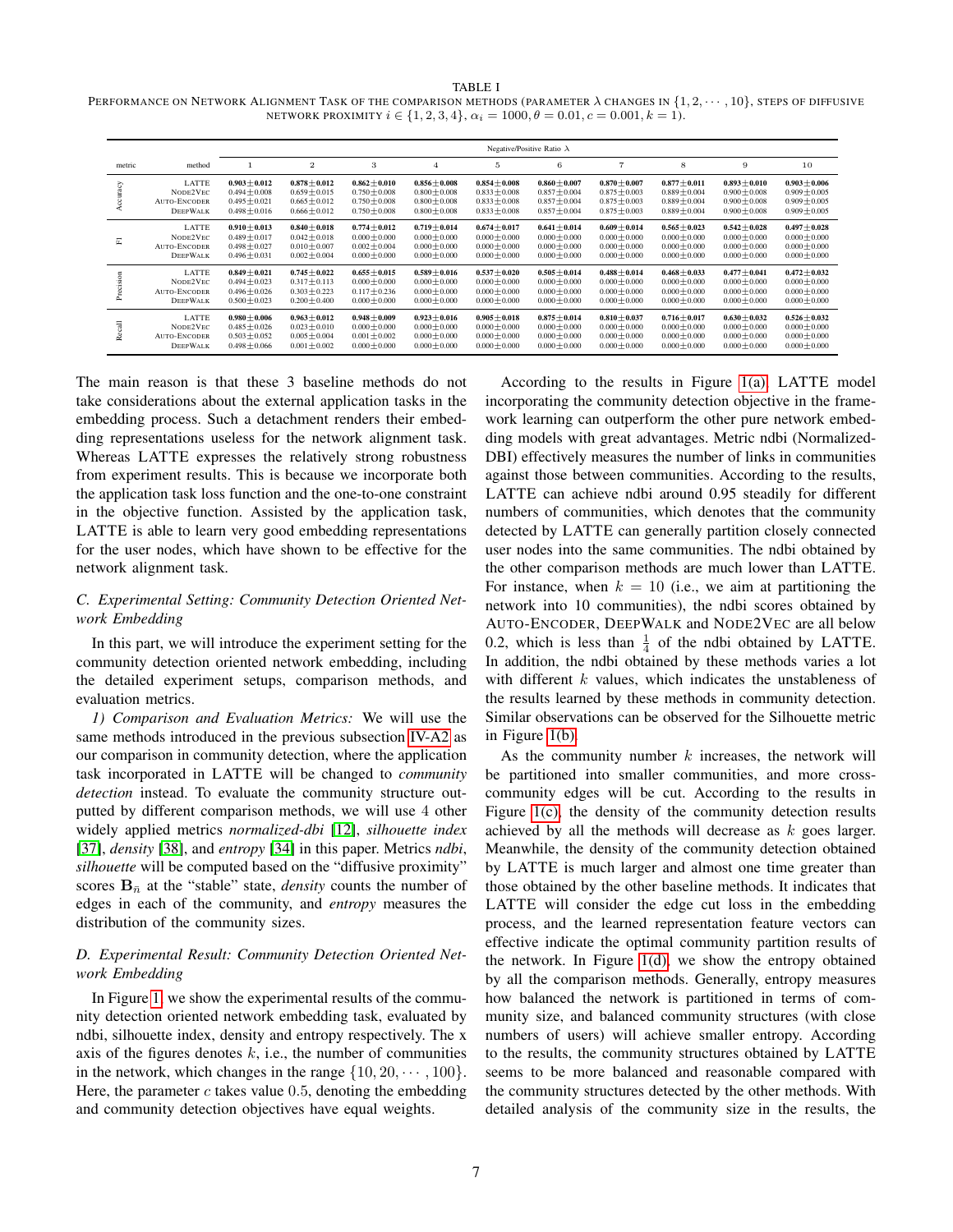TABLE I

PERFORMANCE ON NETWORK ALIGNMENT TASK OF THE COMPARISON METHODS (PARAMETER $\lambda$ CHANGES IN $\{1, 2, \cdots, 10\}$, STEPS OF DIFFUSIVE NETWORK PROXIMITY $i \in \{1, 2, 3, 4\}$, $\alpha_i = 1000, \theta = 0.01, c = 0.001, k = 1$).

| | | Negative/Positive Ratio $\lambda$ | | | | | | | | | |
|---|---|---|---|---|---|---|---|---|---|---|---|
| metric | method | 1 | 2 | 3 | 4 | 5 | 6 | 7 | 8 | 9 | 10 |
| Accuracy | LATTE | **0.903±0.012** | **0.878±0.012** | **0.862±0.010** | **0.856±0.008** | **0.854±0.008** | **0.860±0.007** | **0.870±0.007** | **0.877±0.011** | **0.893±0.010** | **0.903±0.006** |
| | NODE2VEC | 0.494±0.008 | 0.659±0.015 | 0.750±0.008 | 0.800±0.008 | 0.833±0.008 | 0.857±0.004 | 0.875±0.003 | 0.889±0.004 | 0.900±0.008 | 0.909±0.005 |
| | AUTO-ENCODER | 0.495±0.021 | 0.665±0.012 | 0.750±0.008 | 0.800±0.008 | 0.833±0.008 | 0.857±0.004 | 0.875±0.003 | 0.889±0.004 | 0.900±0.008 | 0.909±0.005 |
| | DEEPWALK | 0.498±0.016 | 0.666±0.012 | 0.750±0.008 | 0.800±0.008 | 0.833±0.008 | 0.857±0.004 | 0.875±0.003 | 0.889±0.004 | 0.900±0.008 | 0.909±0.005 |
| F1 | LATTE | **0.910±0.013** | **0.840±0.018** | **0.774±0.012** | **0.719±0.014** | **0.674±0.017** | **0.641±0.014** | **0.609±0.014** | **0.565±0.023** | **0.542±0.028** | **0.497±0.028** |
| | NODE2VEC | 0.489±0.017 | 0.042±0.018 | 0.000±0.000 | 0.000±0.000 | 0.000±0.000 | 0.000±0.000 | 0.000±0.000 | 0.000±0.000 | 0.000±0.000 | 0.000±0.000 |
| | AUTO-ENCODER | 0.498±0.027 | 0.010±0.007 | 0.002±0.004 | 0.000±0.000 | 0.000±0.000 | 0.000±0.000 | 0.000±0.000 | 0.000±0.000 | 0.000±0.000 | 0.000±0.000 |
| | DEEPWALK | 0.496±0.031 | 0.002±0.004 | 0.000±0.000 | 0.000±0.000 | 0.000±0.000 | 0.000±0.000 | 0.000±0.000 | 0.000±0.000 | 0.000±0.000 | 0.000±0.000 |
| Precision | LATTE | **0.849±0.021** | **0.745±0.022** | **0.655±0.015** | **0.589±0.016** | **0.537±0.020** | **0.505±0.014** | **0.488±0.014** | **0.468±0.033** | **0.477±0.041** | **0.472±0.032** |
| | NODE2VEC | 0.494±0.023 | 0.317±0.113 | 0.000±0.000 | 0.000±0.000 | 0.000±0.000 | 0.000±0.000 | 0.000±0.000 | 0.000±0.000 | 0.000±0.000 | 0.000±0.000 |
| | AUTO-ENCODER | 0.496±0.026 | 0.303±0.223 | 0.117±0.236 | 0.000±0.000 | 0.000±0.000 | 0.000±0.000 | 0.000±0.000 | 0.000±0.000 | 0.000±0.000 | 0.000±0.000 |
| | DEEPWALK | 0.500±0.023 | 0.200±0.400 | 0.000±0.000 | 0.000±0.000 | 0.000±0.000 | 0.000±0.000 | 0.000±0.000 | 0.000±0.000 | 0.000±0.000 | 0.000±0.000 |
| Recall | LATTE | **0.980±0.006** | **0.963±0.012** | **0.948±0.009** | **0.923±0.016** | **0.905±0.018** | **0.875±0.014** | **0.810±0.037** | **0.716±0.017** | **0.630±0.032** | **0.526±0.032** |
| | NODE2VEC | 0.485±0.026 | 0.023±0.010 | 0.000±0.000 | 0.000±0.000 | 0.000±0.000 | 0.000±0.000 | 0.000±0.000 | 0.000±0.000 | 0.000±0.000 | 0.000±0.000 |
| | AUTO-ENCODER | 0.503±0.052 | 0.005±0.004 | 0.001±0.002 | 0.000±0.000 | 0.000±0.000 | 0.000±0.000 | 0.000±0.000 | 0.000±0.000 | 0.000±0.000 | 0.000±0.000 |
| | DEEPWALK | 0.498±0.066 | 0.001±0.002 | 0.000±0.000 | 0.000±0.000 | 0.000±0.000 | 0.000±0.000 | 0.000±0.000 | 0.000±0.000 | 0.000±0.000 | 0.000±0.000 |

The main reason is that these 3 baseline methods do not take considerations about the external application tasks in the embedding process. Such a detachment renders their embedding representations useless for the network alignment task. Whereas LATTE expresses the relatively strong robustness from experiment results. This is because we incorporate both the application task loss function and the one-to-one constraint in the objective function. Assisted by the application task, LATTE is able to learn very good embedding representations for the user nodes, which have shown to be effective for the network alignment task.

### C. Experimental Setting: Community Detection Oriented Network Embedding

In this part, we will introduce the experiment setting for the community detection oriented network embedding, including the detailed experiment setups, comparison methods, and evaluation metrics.

*1) Comparison and Evaluation Metrics:* We will use the same methods introduced in the previous subsection IV-A2 as our comparison in community detection, where the application task incorporated in LATTE will be changed to *community detection* instead. To evaluate the community structure outputted by different comparison methods, we will use 4 other widely applied metrics *normalized-dbi* [12], *silhouette index* [37], *density* [38], and *entropy* [34] in this paper. Metrics *ndbi*, *silhouette* will be computed based on the "diffusive proximity" scores $\mathbf{B}_{\bar{n}}$ at the "stable" state, *density* counts the number of edges in each of the community, and *entropy* measures the distribution of the community sizes.

### D. Experimental Result: Community Detection Oriented Network Embedding

In Figure 1, we show the experimental results of the community detection oriented network embedding task, evaluated by ndbi, silhouette index, density and entropy respectively. The x axis of the figures denotes $k$, i.e., the number of communities in the network, which changes in the range $\{10, 20, \cdots, 100\}$. Here, the parameter $c$ takes value 0.5, denoting the embedding and community detection objectives have equal weights.

According to the results in Figure 1(a), LATTE model incorporating the community detection objective in the framework learning can outperform the other pure network embedding models with great advantages. Metric ndbi (Normalized-DBI) effectively measures the number of links in communities against those between communities. According to the results, LATTE can achieve ndbi around 0.95 steadily for different numbers of communities, which denotes that the community detected by LATTE can generally partition closely connected user nodes into the same communities. The ndbi obtained by the other comparison methods are much lower than LATTE. For instance, when $k = 10$ (i.e., we aim at partitioning the network into 10 communities), the ndbi scores obtained by AUTO-ENCODER, DEEPWALK and NODE2VEC are all below 0.2, which is less than $\frac{1}{4}$ of the ndbi obtained by LATTE. In addition, the ndbi obtained by these methods varies a lot with different $k$ values, which indicates the unstableness of the results learned by these methods in community detection. Similar observations can be observed for the Silhouette metric in Figure 1(b).

As the community number $k$ increases, the network will be partitioned into smaller communities, and more cross-community edges will be cut. According to the results in Figure 1(c), the density of the community detection results achieved by all the methods will decrease as $k$ goes larger. Meanwhile, the density of the community detection obtained by LATTE is much larger and almost one time greater than those obtained by the other baseline methods. It indicates that LATTE will consider the edge cut loss in the embedding process, and the learned representation feature vectors can effective indicate the optimal community partition results of the network. In Figure 1(d), we show the entropy obtained by all the comparison methods. Generally, entropy measures how balanced the network is partitioned in terms of community size, and balanced community structures (with close numbers of users) will achieve smaller entropy. According to the results, the community structures obtained by LATTE seems to be more balanced and reasonable compared with the community structures detected by the other methods. With detailed analysis of the community size in the results, the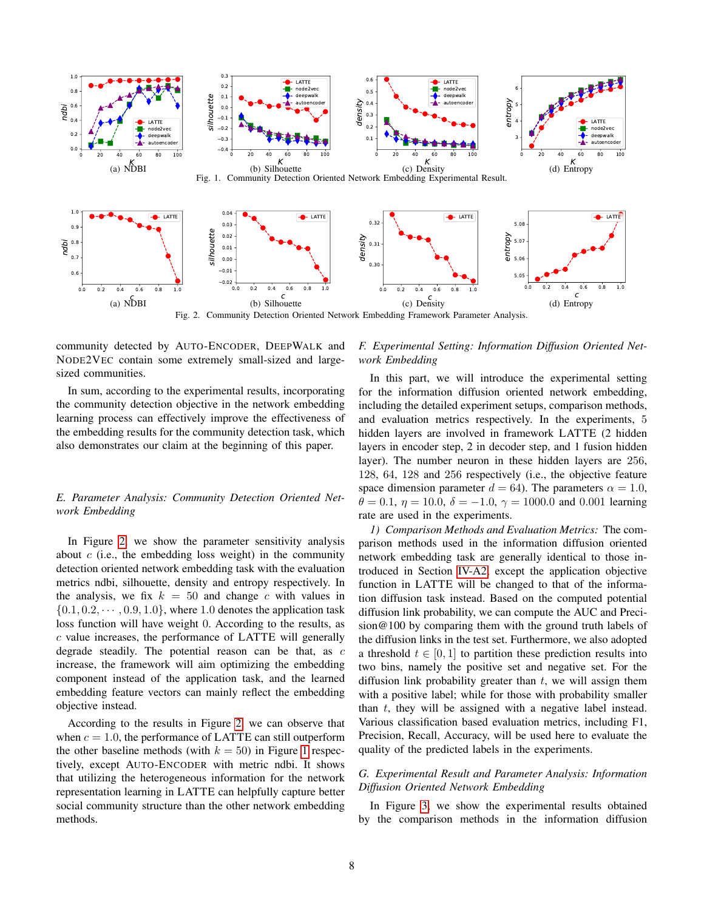(a) NDBI (b) Silhouette (c) Density (d) Entropy

Fig. 1. Community Detection Oriented Network Embedding Experimental Result.

(a) NDBI (b) Silhouette (c) Density (d) Entropy

Fig. 2. Community Detection Oriented Network Embedding Framework Parameter Analysis.

community detected by AUTO-ENCODER, DEEPWALK and NODE2VEC contain some extremely small-sized and large-sized communities.

In sum, according to the experimental results, incorporating the community detection objective in the network embedding learning process can effectively improve the effectiveness of the embedding results for the community detection task, which also demonstrates our claim at the beginning of this paper.

### *E. Parameter Analysis: Community Detection Oriented Network Embedding*

In Figure 2, we show the parameter sensitivity analysis about $c$ (i.e., the embedding loss weight) in the community detection oriented network embedding task with the evaluation metrics ndbi, silhouette, density and entropy respectively. In the analysis, we fix $k = 50$ and change $c$ with values in $\{0.1, 0.2, \cdots, 0.9, 1.0\}$, where 1.0 denotes the application task loss function will have weight 0. According to the results, as $c$ value increases, the performance of LATTE will generally degrade steadily. The potential reason can be that, as $c$ increase, the framework will aim optimizing the embedding component instead of the application task, and the learned embedding feature vectors can mainly reflect the embedding objective instead.

According to the results in Figure 2, we can observe that when $c = 1.0$, the performance of LATTE can still outperform the other baseline methods (with $k = 50$) in Figure 1 respectively, except AUTO-ENCODER with metric ndbi. It shows that utilizing the heterogeneous information for the network representation learning in LATTE can helpfully capture better social community structure than the other network embedding methods.

### *F. Experimental Setting: Information Diffusion Oriented Network Embedding*

In this part, we will introduce the experimental setting for the information diffusion oriented network embedding, including the detailed experiment setups, comparison methods, and evaluation metrics respectively. In the experiments, 5 hidden layers are involved in framework LATTE (2 hidden layers in encoder step, 2 in decoder step, and 1 fusion hidden layer). The number neuron in these hidden layers are 256, 128, 64, 128 and 256 respectively (i.e., the objective feature space dimension parameter $d = 64$). The parameters $\alpha = 1.0$, $\theta = 0.1$, $\eta = 10.0$, $\delta = -1.0$, $\gamma = 1000.0$ and 0.001 learning rate are used in the experiments.

*1) Comparison Methods and Evaluation Metrics:* The comparison methods used in the information diffusion oriented network embedding task are generally identical to those introduced in Section IV-A2, except the application objective function in LATTE will be changed to that of the information diffusion task instead. Based on the computed potential diffusion link probability, we can compute the AUC and Precision@100 by comparing them with the ground truth labels of the diffusion links in the test set. Furthermore, we also adopted a threshold $t \in [0, 1]$ to partition these prediction results into two bins, namely the positive set and negative set. For the diffusion link probability greater than $t$, we will assign them with a positive label; while for those with probability smaller than $t$, they will be assigned with a negative label instead. Various classification based evaluation metrics, including F1, Precision, Recall, Accuracy, will be used here to evaluate the quality of the predicted labels in the experiments.

### *G. Experimental Result and Parameter Analysis: Information Diffusion Oriented Network Embedding*

In Figure 3, we show the experimental results obtained by the comparison methods in the information diffusion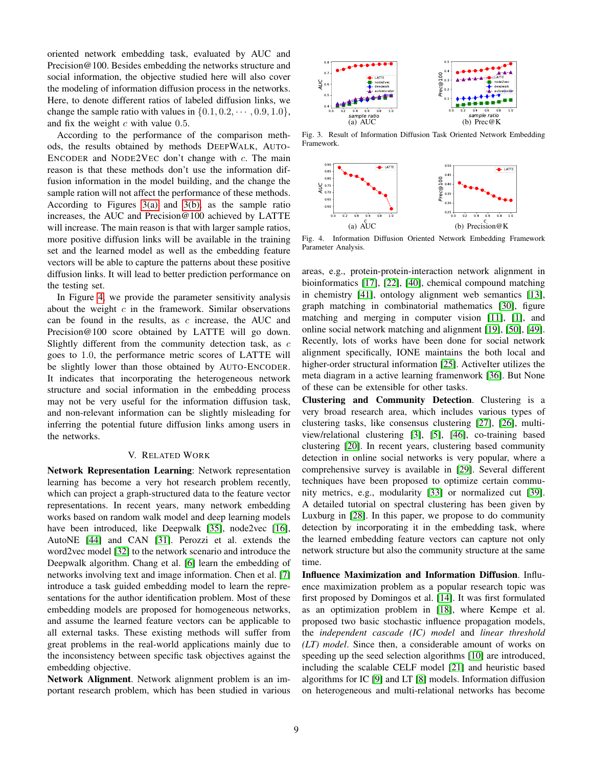oriented network embedding task, evaluated by AUC and Precision@100. Besides embedding the networks structure and social information, the objective studied here will also cover the modeling of information diffusion process in the networks. Here, to denote different ratios of labeled diffusion links, we change the sample ratio with values in $\{0.1, 0.2, \cdots, 0.9, 1.0\}$, and fix the weight $c$ with value $0.5$.

According to the performance of the comparison methods, the results obtained by methods DEEPWALK, AUTO-ENCODER and NODE2VEC don't change with $c$. The main reason is that these methods don't use the information diffusion information in the model building, and the change the sample ration will not affect the performance of these methods. According to Figures 3(a) and 3(b), as the sample ratio increases, the AUC and Precision@100 achieved by LATTE will increase. The main reason is that with larger sample ratios, more positive diffusion links will be available in the training set and the learned model as well as the embedding feature vectors will be able to capture the patterns about these positive diffusion links. It will lead to better prediction performance on the testing set.

In Figure 4, we provide the parameter sensitivity analysis about the weight $c$ in the framework. Similar observations can be found in the results, as $c$ increase, the AUC and Precision@100 score obtained by LATTE will go down. Slightly different from the community detection task, as $c$ goes to 1.0, the performance metric scores of LATTE will be slightly lower than those obtained by AUTO-ENCODER. It indicates that incorporating the heterogeneous network structure and social information in the embedding process may not be very useful for the information diffusion task, and non-relevant information can be slightly misleading for inferring the potential future diffusion links among users in the networks.

(a) AUC (b) Prec@K

Fig. 3. Result of Information Diffusion Task Oriented Network Embedding Framework.

(a) AUC (b) Precision@K

Fig. 4. Information Diffusion Oriented Network Embedding Framework Parameter Analysis.

## V. RELATED WORK

**Network Representation Learning**: Network representation learning has become a very hot research problem recently, which can project a graph-structured data to the feature vector representations. In recent years, many network embedding works based on random walk model and deep learning models have been introduced, like Deepwalk [35], node2vec [16], AutoNE [44] and CAN [31]. Perozzi et al. extends the word2vec model [32] to the network scenario and introduce the Deepwalk algorithm. Chang et al. [6] learn the embedding of networks involving text and image information. Chen et al. [7] introduce a task guided embedding model to learn the representations for the author identification problem. Most of these embedding models are proposed for homogeneous networks, and assume the learned feature vectors can be applicable to all external tasks. These existing methods will suffer from great problems in the real-world applications mainly due to the inconsistency between specific task objectives against the embedding objective.

**Network Alignment**. Network alignment problem is an important research problem, which has been studied in various areas, e.g., protein-protein-interaction network alignment in bioinformatics [17], [22], [40], chemical compound matching in chemistry [41], ontology alignment web semantics [13], graph matching in combinatorial mathematics [30], figure matching and merging in computer vision [11], [1], and online social network matching and alignment [19], [50], [49]. Recently, lots of works have been done for social network alignment specifically, IONE maintains the both local and higher-order structural information [25]. ActiveIter utilizes the meta diagram in a active learning framenwork [36]. But None of these can be extensible for other tasks.

**Clustering and Community Detection**. Clustering is a very broad research area, which includes various types of clustering tasks, like consensus clustering [27], [26], multi-view/relational clustering [3], [5], [46], co-training based clustering [20]. In recent years, clustering based community detection in online social networks is very popular, where a comprehensive survey is available in [29]. Several different techniques have been proposed to optimize certain community metrics, e.g., modularity [33] or normalized cut [39]. A detailed tutorial on spectral clustering has been given by Luxburg in [28]. In this paper, we propose to do community detection by incorporating it in the embedding task, where the learned embedding feature vectors can capture not only network structure but also the community structure at the same time.

**Influence Maximization and Information Diffusion**. Influence maximization problem as a popular research topic was first proposed by Domingos et al. [14]. It was first formulated as an optimization problem in [18], where Kempe et al. proposed two basic stochastic influence propagation models, the *independent cascade (IC) model* and *linear threshold (LT) model*. Since then, a considerable amount of works on speeding up the seed selection algorithms [10] are introduced, including the scalable CELF model [21] and heuristic based algorithms for IC [9] and LT [8] models. Information diffusion on heterogeneous and multi-relational networks has become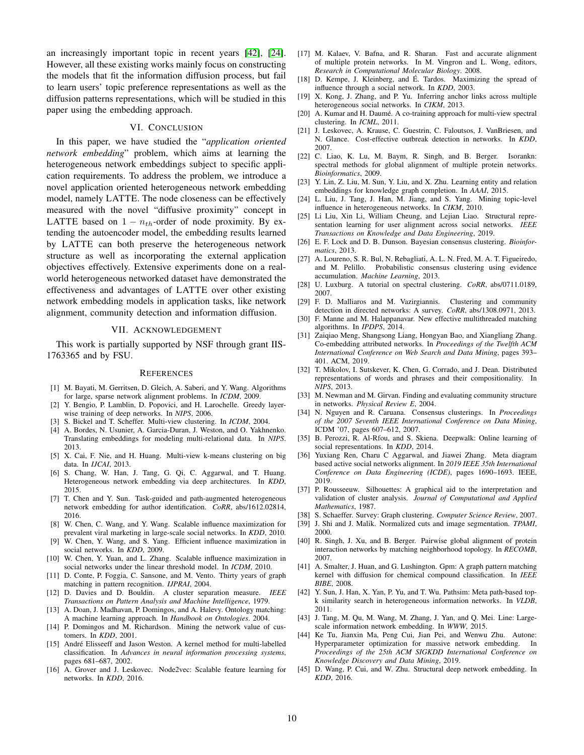an increasingly important topic in recent years [42], [24]. However, all these existing works mainly focus on constructing the models that fit the information diffusion process, but fail to learn users' topic preference representations as well as the diffusion patterns representations, which will be studied in this paper using the embedding approach.

## VI. Conclusion

In this paper, we have studied the "*application oriented network embedding*" problem, which aims at learning the heterogeneous network embeddings subject to specific application requirements. To address the problem, we introduce a novel application oriented heterogeneous network embedding model, namely LATTE. The node closeness can be effectively measured with the novel "diffusive proximity" concept in LATTE based on $1 - n_{th}$-order of node proximity. By extending the autoencoder model, the embedding results learned by LATTE can both preserve the heterogeneous network structure as well as incorporating the external application objectives effectively. Extensive experiments done on a real-world heterogeneous networked dataset have demonstrated the effectiveness and advantages of LATTE over other existing network embedding models in application tasks, like network alignment, community detection and information diffusion.

## VII. Acknowledgement

This work is partially supported by NSF through grant IIS-1763365 and by FSU.

## References

[1] M. Bayati, M. Gerritsen, D. Gleich, A. Saberi, and Y. Wang. Algorithms for large, sparse network alignment problems. In *ICDM*, 2009.

[2] Y. Bengio, P. Lamblin, D. Popovici, and H. Larochelle. Greedy layer-wise training of deep networks. In *NIPS*, 2006.

[3] S. Bickel and T. Scheffer. Multi-view clustering. In *ICDM*, 2004.

[4] A. Bordes, N. Usunier, A. Garcia-Duran, J. Weston, and O. Yakhnenko. Translating embeddings for modeling multi-relational data. In *NIPS*. 2013.

[5] X. Cai, F. Nie, and H. Huang. Multi-view k-means clustering on big data. In *IJCAI*, 2013.

[6] S. Chang, W. Han, J. Tang, G. Qi, C. Aggarwal, and T. Huang. Heterogeneous network embedding via deep architectures. In *KDD*, 2015.

[7] T. Chen and Y. Sun. Task-guided and path-augmented heterogeneous network embedding for author identification. *CoRR*, abs/1612.02814, 2016.

[8] W. Chen, C. Wang, and Y. Wang. Scalable influence maximization for prevalent viral marketing in large-scale social networks. In *KDD*, 2010.

[9] W. Chen, Y. Wang, and S. Yang. Efficient influence maximization in social networks. In *KDD*, 2009.

[10] W. Chen, Y. Yuan, and L. Zhang. Scalable influence maximization in social networks under the linear threshold model. In *ICDM*, 2010.

[11] D. Conte, P. Foggia, C. Sansone, and M. Vento. Thirty years of graph matching in pattern recognition. *IJPRAI*, 2004.

[12] D. Davies and D. Bouldin. A cluster separation measure. *IEEE Transactions on Pattern Analysis and Machine Intelligence*, 1979.

[13] A. Doan, J. Madhavan, P. Domingos, and A. Halevy. Ontology matching: A machine learning approach. In *Handbook on Ontologies*. 2004.

[14] P. Domingos and M. Richardson. Mining the network value of customers. In *KDD*, 2001.

[15] André Elisseeff and Jason Weston. A kernel method for multi-labelled classification. In *Advances in neural information processing systems*, pages 681–687, 2002.

[16] A. Grover and J. Leskovec. Node2vec: Scalable feature learning for networks. In *KDD*, 2016.

[17] M. Kalaev, V. Bafna, and R. Sharan. Fast and accurate alignment of multiple protein networks. In M. Vingron and L. Wong, editors, *Research in Computational Molecular Biology*. 2008.

[18] D. Kempe, J. Kleinberg, and É. Tardos. Maximizing the spread of influence through a social network. In *KDD*, 2003.

[19] X. Kong, J. Zhang, and P. Yu. Inferring anchor links across multiple heterogeneous social networks. In *CIKM*, 2013.

[20] A. Kumar and H. Daumé. A co-training approach for multi-view spectral clustering. In *ICML*, 2011.

[21] J. Leskovec, A. Krause, C. Guestrin, C. Faloutsos, J. VanBriesen, and N. Glance. Cost-effective outbreak detection in networks. In *KDD*, 2007.

[22] C. Liao, K. Lu, M. Baym, R. Singh, and B. Berger. Isorankn: spectral methods for global alignment of multiple protein networks. *Bioinformatics*, 2009.

[23] Y. Lin, Z. Liu, M. Sun, Y. Liu, and X. Zhu. Learning entity and relation embeddings for knowledge graph completion. In *AAAI*, 2015.

[24] L. Liu, J. Tang, J. Han, M. Jiang, and S. Yang. Mining topic-level influence in heterogeneous networks. In *CIKM*, 2010.

[25] Li Liu, Xin Li, William Cheung, and Lejian Liao. Structural representation learning for user alignment across social networks. *IEEE Transactions on Knowledge and Data Engineering*, 2019.

[26] E. F. Lock and D. B. Dunson. Bayesian consensus clustering. *Bioinformatics*, 2013.

[27] A. Loureno, S. R. Bul, N. Rebagliati, A. L. N. Fred, M. A. T. Figueiredo, and M. Pelillo. Probabilistic consensus clustering using evidence accumulation. *Machine Learning*, 2013.

[28] U. Luxburg. A tutorial on spectral clustering. *CoRR*, abs/0711.0189, 2007.

[29] F. D. Malliaros and M. Vazirgiannis. Clustering and community detection in directed networks: A survey. *CoRR*, abs/1308.0971, 2013.

[30] F. Manne and M. Halappanavar. New effective multithreaded matching algorithms. In *IPDPS*, 2014.

[31] Zaiqiao Meng, Shangsong Liang, Hongyan Bao, and Xiangliang Zhang. Co-embedding attributed networks. In *Proceedings of the Twelfth ACM International Conference on Web Search and Data Mining*, pages 393–401. ACM, 2019.

[32] T. Mikolov, I. Sutskever, K. Chen, G. Corrado, and J. Dean. Distributed representations of words and phrases and their compositionality. In *NIPS*, 2013.

[33] M. Newman and M. Girvan. Finding and evaluating community structure in networks. *Physical Review E*, 2004.

[34] N. Nguyen and R. Caruana. Consensus clusterings. In *Proceedings of the 2007 Seventh IEEE International Conference on Data Mining*, ICDM '07, pages 607–612, 2007.

[35] B. Perozzi, R. Al-Rfou, and S. Skiena. Deepwalk: Online learning of social representations. In *KDD*, 2014.

[36] Yuxiang Ren, Charu C Aggarwal, and Jiawei Zhang. Meta diagram based active social networks alignment. In *2019 IEEE 35th International Conference on Data Engineering (ICDE)*, pages 1690–1693. IEEE, 2019.

[37] P. Rousseeuw. Silhouettes: A graphical aid to the interpretation and validation of cluster analysis. *Journal of Computational and Applied Mathematics*, 1987.

[38] S. Schaeffer. Survey: Graph clustering. *Computer Science Review*, 2007.

[39] J. Shi and J. Malik. Normalized cuts and image segmentation. *TPAMI*, 2000.

[40] R. Singh, J. Xu, and B. Berger. Pairwise global alignment of protein interaction networks by matching neighborhood topology. In *RECOMB*, 2007.

[41] A. Smalter, J. Huan, and G. Lushington. Gpm: A graph pattern matching kernel with diffusion for chemical compound classification. In *IEEE BIBE*, 2008.

[42] Y. Sun, J. Han, X. Yan, P. Yu, and T. Wu. Pathsim: Meta path-based top-k similarity search in heterogeneous information networks. In *VLDB*, 2011.

[43] J. Tang, M. Qu, M. Wang, M. Zhang, J. Yan, and Q. Mei. Line: Large-scale information network embedding. In *WWW*, 2015.

[44] Ke Tu, Jianxin Ma, Peng Cui, Jian Pei, and Wenwu Zhu. Autone: Hyperparameter optimization for massive network embedding. In *Proceedings of the 25th ACM SIGKDD International Conference on Knowledge Discovery and Data Mining*, 2019.

[45] D. Wang, P. Cui, and W. Zhu. Structural deep network embedding. In *KDD*, 2016.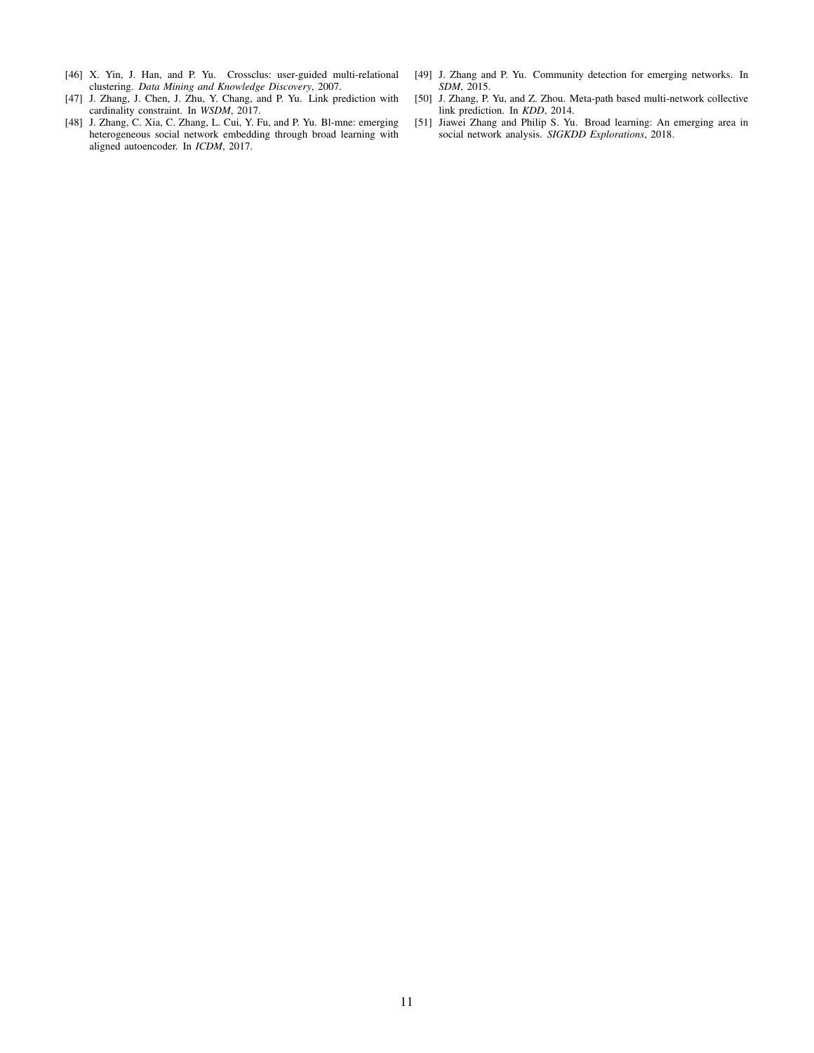[46] X. Yin, J. Han, and P. Yu. Crossclus: user-guided multi-relational clustering. *Data Mining and Knowledge Discovery*, 2007.

[47] J. Zhang, J. Chen, J. Zhu, Y. Chang, and P. Yu. Link prediction with cardinality constraint. In *WSDM*, 2017.

[48] J. Zhang, C. Xia, C. Zhang, L. Cui, Y. Fu, and P. Yu. Bl-mne: emerging heterogeneous social network embedding through broad learning with aligned autoencoder. In *ICDM*, 2017.

[49] J. Zhang and P. Yu. Community detection for emerging networks. In *SDM*, 2015.

[50] J. Zhang, P. Yu, and Z. Zhou. Meta-path based multi-network collective link prediction. In *KDD*, 2014.

[51] Jiawei Zhang and Philip S. Yu. Broad learning: An emerging area in social network analysis. *SIGKDD Explorations*, 2018.